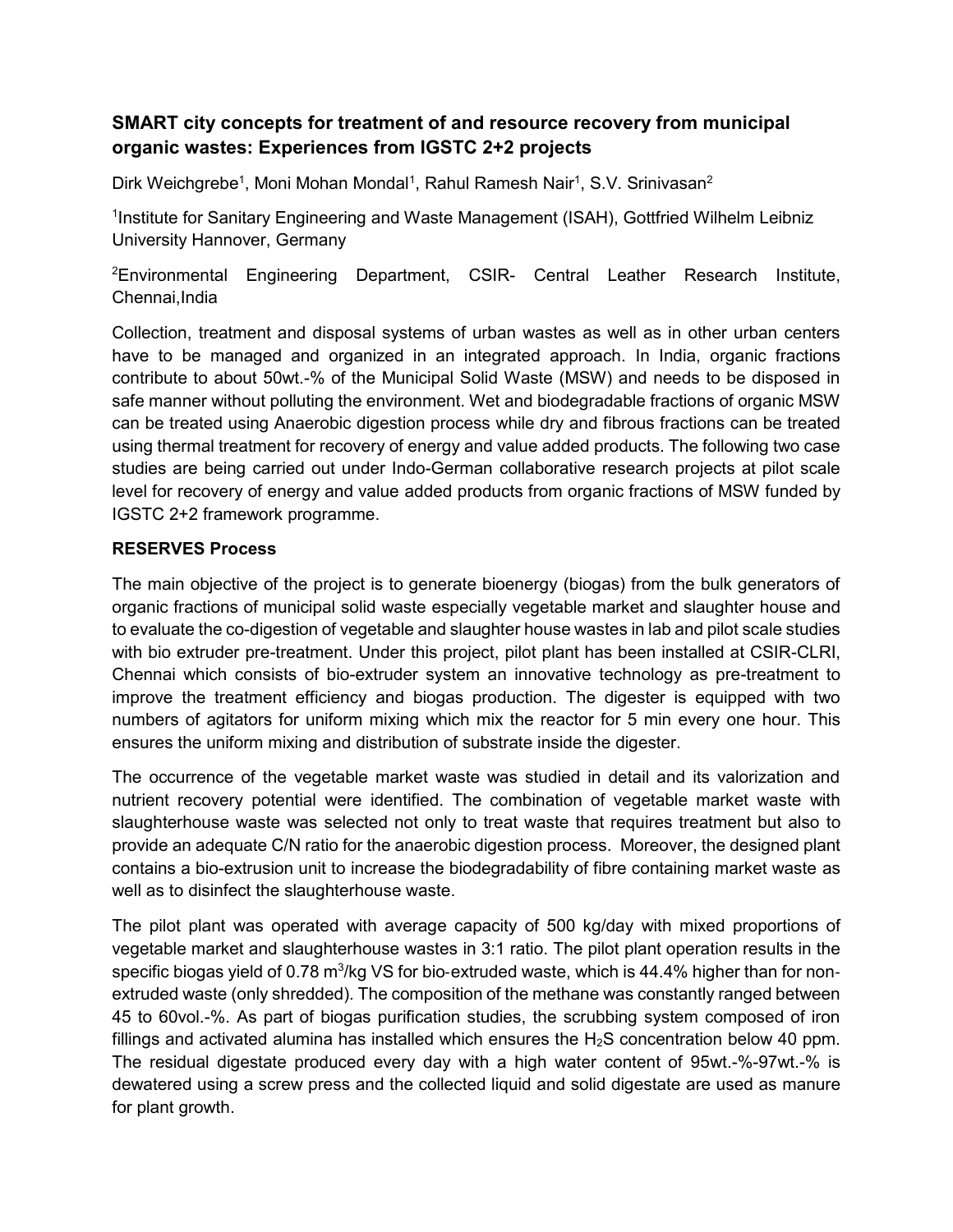# SMART city concepts for treatment of and resource recovery from municipal organic wastes: Experiences from IGSTC 2+2 projects

Dirk Weichgrebe[1], Moni Mohan Mondal[1], Rahul Ramesh Nair[1], S.V. Srinivasan[2]

[1]Institute for Sanitary Engineering and Waste Management (ISAH), Gottfried Wilhelm Leibniz University Hannover, Germany

[2]Environmental Engineering Department, CSIR- Central Leather Research Institute, Chennai,India

Collection, treatment and disposal systems of urban wastes as well as in other urban centers have to be managed and organized in an integrated approach. In India, organic fractions contribute to about 50wt.-% of the Municipal Solid Waste (MSW) and needs to be disposed in safe manner without polluting the environment. Wet and biodegradable fractions of organic MSW can be treated using Anaerobic digestion process while dry and fibrous fractions can be treated using thermal treatment for recovery of energy and value added products. The following two case studies are being carried out under Indo-German collaborative research projects at pilot scale level for recovery of energy and value added products from organic fractions of MSW funded by IGSTC 2+2 framework programme.

## RESERVES Process

The main objective of the project is to generate bioenergy (biogas) from the bulk generators of organic fractions of municipal solid waste especially vegetable market and slaughter house and to evaluate the co-digestion of vegetable and slaughter house wastes in lab and pilot scale studies with bio extruder pre-treatment. Under this project, pilot plant has been installed at CSIR-CLRI, Chennai which consists of bio-extruder system an innovative technology as pre-treatment to improve the treatment efficiency and biogas production. The digester is equipped with two numbers of agitators for uniform mixing which mix the reactor for 5 min every one hour. This ensures the uniform mixing and distribution of substrate inside the digester.

The occurrence of the vegetable market waste was studied in detail and its valorization and nutrient recovery potential were identified. The combination of vegetable market waste with slaughterhouse waste was selected not only to treat waste that requires treatment but also to provide an adequate C/N ratio for the anaerobic digestion process. Moreover, the designed plant contains a bio-extrusion unit to increase the biodegradability of fibre containing market waste as well as to disinfect the slaughterhouse waste.

The pilot plant was operated with average capacity of 500 kg/day with mixed proportions of vegetable market and slaughterhouse wastes in 3:1 ratio. The pilot plant operation results in the specific biogas yield of 0.78 $m^3$/kg VS for bio-extruded waste, which is 44.4% higher than for non-extruded waste (only shredded). The composition of the methane was constantly ranged between 45 to 60vol.-%. As part of biogas purification studies, the scrubbing system composed of iron fillings and activated alumina has installed which ensures the $H_2S$ concentration below 40 ppm. The residual digestate produced every day with a high water content of 95wt.-%-97wt.-% is dewatered using a screw press and the collected liquid and solid digestate are used as manure for plant growth.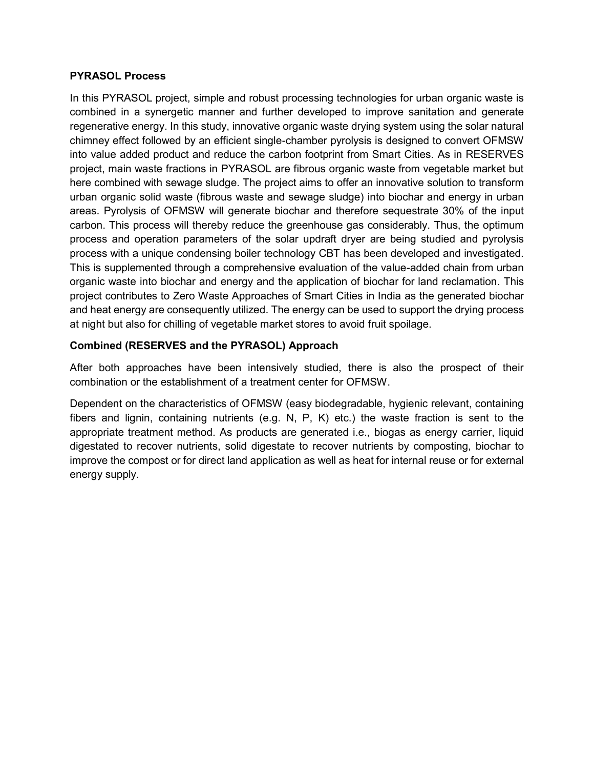**PYRASOL Process**

In this PYRASOL project, simple and robust processing technologies for urban organic waste is combined in a synergetic manner and further developed to improve sanitation and generate regenerative energy. In this study, innovative organic waste drying system using the solar natural chimney effect followed by an efficient single-chamber pyrolysis is designed to convert OFMSW into value added product and reduce the carbon footprint from Smart Cities. As in RESERVES project, main waste fractions in PYRASOL are fibrous organic waste from vegetable market but here combined with sewage sludge. The project aims to offer an innovative solution to transform urban organic solid waste (fibrous waste and sewage sludge) into biochar and energy in urban areas. Pyrolysis of OFMSW will generate biochar and therefore sequestrate 30% of the input carbon. This process will thereby reduce the greenhouse gas considerably. Thus, the optimum process and operation parameters of the solar updraft dryer are being studied and pyrolysis process with a unique condensing boiler technology CBT has been developed and investigated. This is supplemented through a comprehensive evaluation of the value-added chain from urban organic waste into biochar and energy and the application of biochar for land reclamation. This project contributes to Zero Waste Approaches of Smart Cities in India as the generated biochar and heat energy are consequently utilized. The energy can be used to support the drying process at night but also for chilling of vegetable market stores to avoid fruit spoilage.

**Combined (RESERVES and the PYRASOL) Approach**

After both approaches have been intensively studied, there is also the prospect of their combination or the establishment of a treatment center for OFMSW.

Dependent on the characteristics of OFMSW (easy biodegradable, hygienic relevant, containing fibers and lignin, containing nutrients (e.g. N, P, K) etc.) the waste fraction is sent to the appropriate treatment method. As products are generated i.e., biogas as energy carrier, liquid digestated to recover nutrients, solid digestate to recover nutrients by composting, biochar to improve the compost or for direct land application as well as heat for internal reuse or for external energy supply.